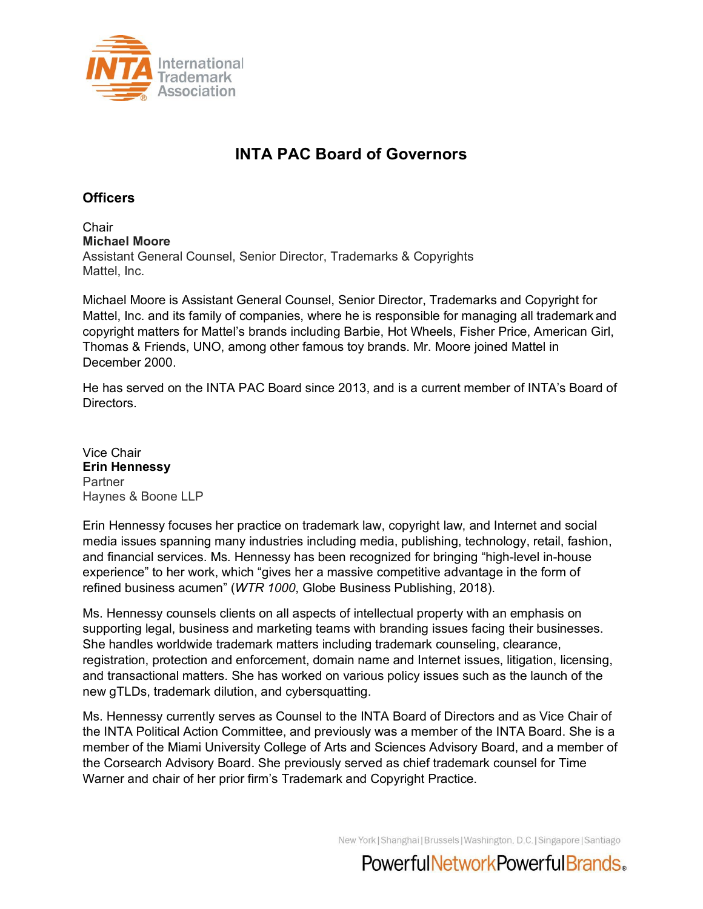# INTA PAC Board of Governors

## Officers

Chair
**Michael Moore**
Assistant General Counsel, Senior Director, Trademarks & Copyrights
Mattel, Inc.

Michael Moore is Assistant General Counsel, Senior Director, Trademarks and Copyright for Mattel, Inc. and its family of companies, where he is responsible for managing all trademark and copyright matters for Mattel's brands including Barbie, Hot Wheels, Fisher Price, American Girl, Thomas & Friends, UNO, among other famous toy brands. Mr. Moore joined Mattel in December 2000.

He has served on the INTA PAC Board since 2013, and is a current member of INTA's Board of Directors.

Vice Chair
**Erin Hennessy**
Partner
Haynes & Boone LLP

Erin Hennessy focuses her practice on trademark law, copyright law, and Internet and social media issues spanning many industries including media, publishing, technology, retail, fashion, and financial services. Ms. Hennessy has been recognized for bringing "high-level in-house experience" to her work, which "gives her a massive competitive advantage in the form of refined business acumen" (*WTR 1000*, Globe Business Publishing, 2018).

Ms. Hennessy counsels clients on all aspects of intellectual property with an emphasis on supporting legal, business and marketing teams with branding issues facing their businesses. She handles worldwide trademark matters including trademark counseling, clearance, registration, protection and enforcement, domain name and Internet issues, litigation, licensing, and transactional matters. She has worked on various policy issues such as the launch of the new gTLDs, trademark dilution, and cybersquatting.

Ms. Hennessy currently serves as Counsel to the INTA Board of Directors and as Vice Chair of the INTA Political Action Committee, and previously was a member of the INTA Board. She is a member of the Miami University College of Arts and Sciences Advisory Board, and a member of the Corsearch Advisory Board. She previously served as chief trademark counsel for Time Warner and chair of her prior firm's Trademark and Copyright Practice.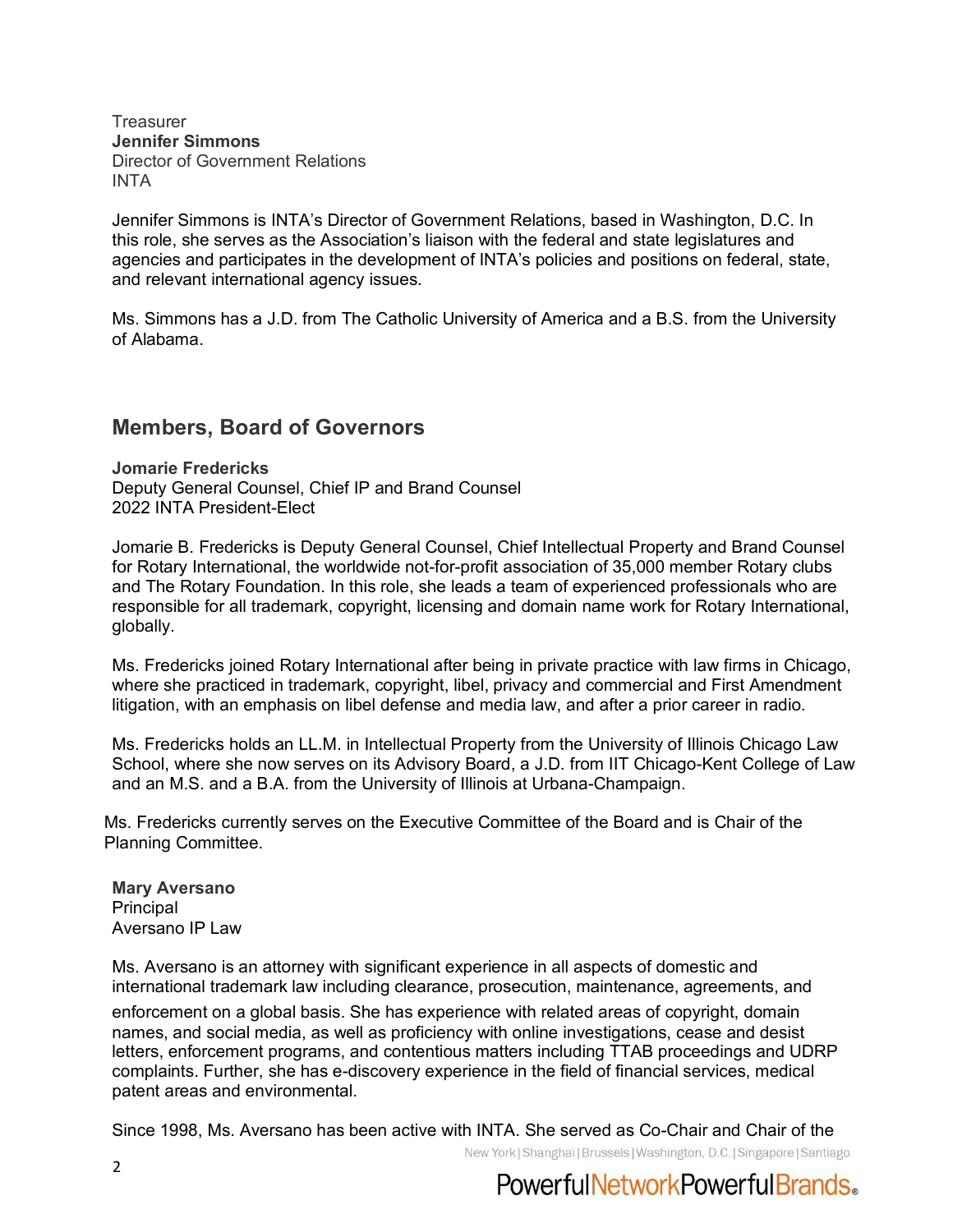Treasurer
**Jennifer Simmons**
Director of Government Relations
INTA

Jennifer Simmons is INTA's Director of Government Relations, based in Washington, D.C. In this role, she serves as the Association's liaison with the federal and state legislatures and agencies and participates in the development of INTA's policies and positions on federal, state, and relevant international agency issues.

Ms. Simmons has a J.D. from The Catholic University of America and a B.S. from the University of Alabama.

## Members, Board of Governors

**Jomarie Fredericks**
Deputy General Counsel, Chief IP and Brand Counsel
2022 INTA President-Elect

Jomarie B. Fredericks is Deputy General Counsel, Chief Intellectual Property and Brand Counsel for Rotary International, the worldwide not-for-profit association of 35,000 member Rotary clubs and The Rotary Foundation. In this role, she leads a team of experienced professionals who are responsible for all trademark, copyright, licensing and domain name work for Rotary International, globally.

Ms. Fredericks joined Rotary International after being in private practice with law firms in Chicago, where she practiced in trademark, copyright, libel, privacy and commercial and First Amendment litigation, with an emphasis on libel defense and media law, and after a prior career in radio.

Ms. Fredericks holds an LL.M. in Intellectual Property from the University of Illinois Chicago Law School, where she now serves on its Advisory Board, a J.D. from IIT Chicago-Kent College of Law and an M.S. and a B.A. from the University of Illinois at Urbana-Champaign.

Ms. Fredericks currently serves on the Executive Committee of the Board and is Chair of the Planning Committee.

**Mary Aversano**
Principal
Aversano IP Law

Ms. Aversano is an attorney with significant experience in all aspects of domestic and international trademark law including clearance, prosecution, maintenance, agreements, and enforcement on a global basis. She has experience with related areas of copyright, domain names, and social media, as well as proficiency with online investigations, cease and desist letters, enforcement programs, and contentious matters including TTAB proceedings and UDRP complaints. Further, she has e-discovery experience in the field of financial services, medical patent areas and environmental.

Since 1998, Ms. Aversano has been active with INTA. She served as Co-Chair and Chair of the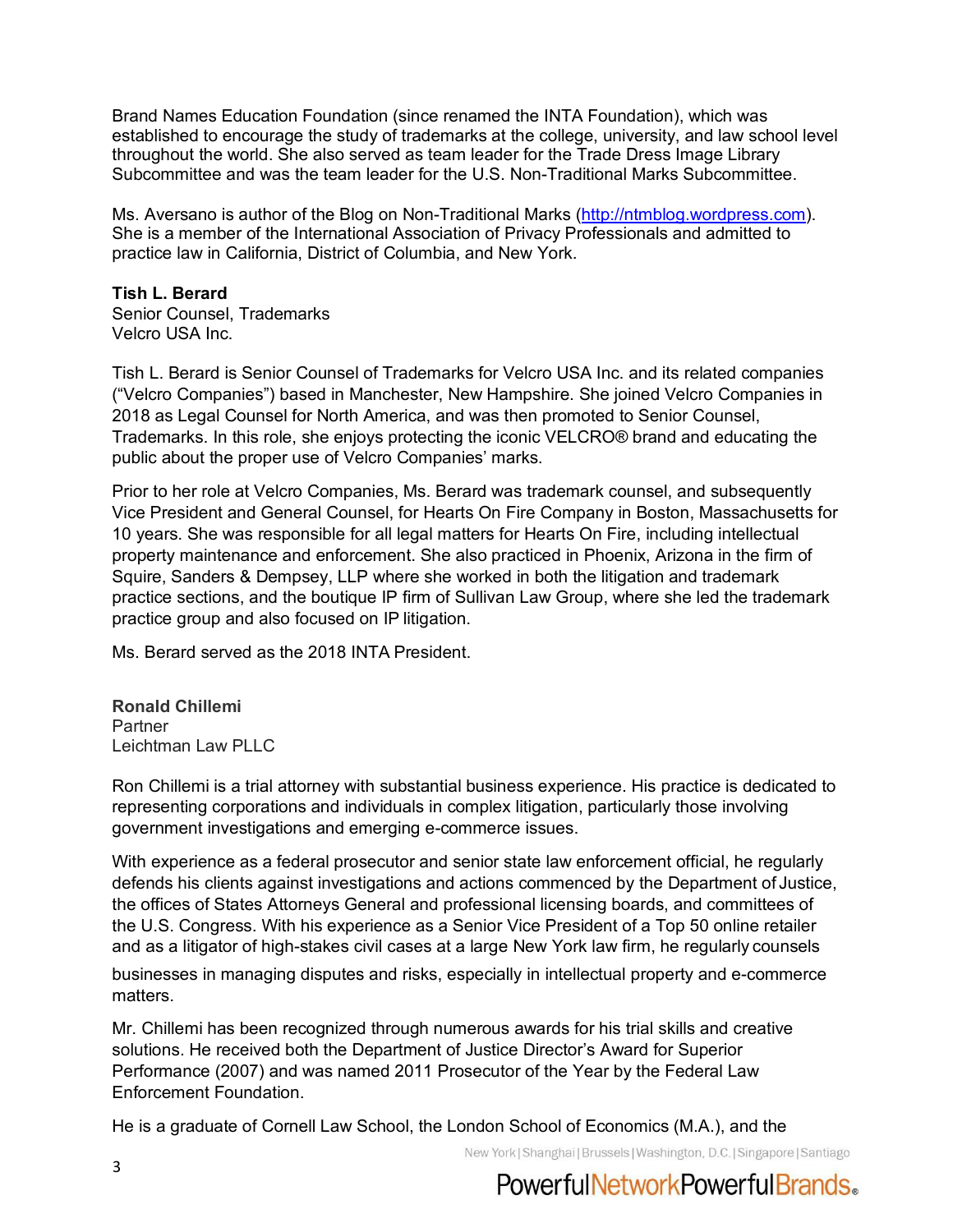Brand Names Education Foundation (since renamed the INTA Foundation), which was established to encourage the study of trademarks at the college, university, and law school level throughout the world. She also served as team leader for the Trade Dress Image Library Subcommittee and was the team leader for the U.S. Non-Traditional Marks Subcommittee.

Ms. Aversano is author of the Blog on Non-Traditional Marks (http://ntmblog.wordpress.com). She is a member of the International Association of Privacy Professionals and admitted to practice law in California, District of Columbia, and New York.

**Tish L. Berard**
Senior Counsel, Trademarks
Velcro USA Inc.

Tish L. Berard is Senior Counsel of Trademarks for Velcro USA Inc. and its related companies ("Velcro Companies") based in Manchester, New Hampshire. She joined Velcro Companies in 2018 as Legal Counsel for North America, and was then promoted to Senior Counsel, Trademarks. In this role, she enjoys protecting the iconic VELCRO® brand and educating the public about the proper use of Velcro Companies' marks.

Prior to her role at Velcro Companies, Ms. Berard was trademark counsel, and subsequently Vice President and General Counsel, for Hearts On Fire Company in Boston, Massachusetts for 10 years. She was responsible for all legal matters for Hearts On Fire, including intellectual property maintenance and enforcement. She also practiced in Phoenix, Arizona in the firm of Squire, Sanders & Dempsey, LLP where she worked in both the litigation and trademark practice sections, and the boutique IP firm of Sullivan Law Group, where she led the trademark practice group and also focused on IP litigation.

Ms. Berard served as the 2018 INTA President.

**Ronald Chillemi**
Partner
Leichtman Law PLLC

Ron Chillemi is a trial attorney with substantial business experience. His practice is dedicated to representing corporations and individuals in complex litigation, particularly those involving government investigations and emerging e-commerce issues.

With experience as a federal prosecutor and senior state law enforcement official, he regularly defends his clients against investigations and actions commenced by the Department of Justice, the offices of States Attorneys General and professional licensing boards, and committees of the U.S. Congress. With his experience as a Senior Vice President of a Top 50 online retailer and as a litigator of high-stakes civil cases at a large New York law firm, he regularly counsels businesses in managing disputes and risks, especially in intellectual property and e-commerce matters.

Mr. Chillemi has been recognized through numerous awards for his trial skills and creative solutions. He received both the Department of Justice Director's Award for Superior Performance (2007) and was named 2011 Prosecutor of the Year by the Federal Law Enforcement Foundation.

He is a graduate of Cornell Law School, the London School of Economics (M.A.), and the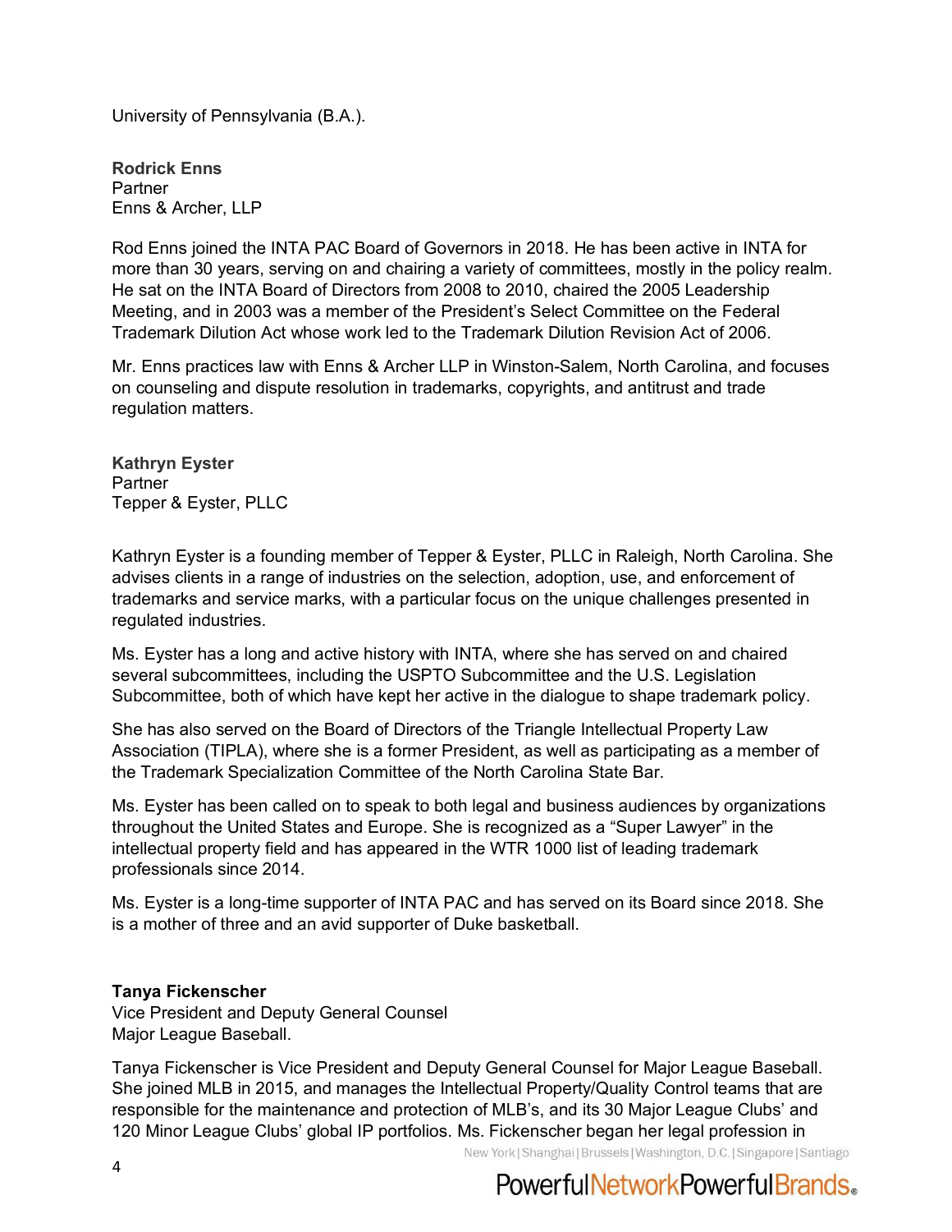University of Pennsylvania (B.A.).

**Rodrick Enns**
Partner
Enns & Archer, LLP

Rod Enns joined the INTA PAC Board of Governors in 2018. He has been active in INTA for more than 30 years, serving on and chairing a variety of committees, mostly in the policy realm. He sat on the INTA Board of Directors from 2008 to 2010, chaired the 2005 Leadership Meeting, and in 2003 was a member of the President's Select Committee on the Federal Trademark Dilution Act whose work led to the Trademark Dilution Revision Act of 2006.

Mr. Enns practices law with Enns & Archer LLP in Winston-Salem, North Carolina, and focuses on counseling and dispute resolution in trademarks, copyrights, and antitrust and trade regulation matters.

**Kathryn Eyster**
Partner
Tepper & Eyster, PLLC

Kathryn Eyster is a founding member of Tepper & Eyster, PLLC in Raleigh, North Carolina. She advises clients in a range of industries on the selection, adoption, use, and enforcement of trademarks and service marks, with a particular focus on the unique challenges presented in regulated industries.

Ms. Eyster has a long and active history with INTA, where she has served on and chaired several subcommittees, including the USPTO Subcommittee and the U.S. Legislation Subcommittee, both of which have kept her active in the dialogue to shape trademark policy.

She has also served on the Board of Directors of the Triangle Intellectual Property Law Association (TIPLA), where she is a former President, as well as participating as a member of the Trademark Specialization Committee of the North Carolina State Bar.

Ms. Eyster has been called on to speak to both legal and business audiences by organizations throughout the United States and Europe. She is recognized as a "Super Lawyer" in the intellectual property field and has appeared in the WTR 1000 list of leading trademark professionals since 2014.

Ms. Eyster is a long-time supporter of INTA PAC and has served on its Board since 2018. She is a mother of three and an avid supporter of Duke basketball.

**Tanya Fickenscher**
Vice President and Deputy General Counsel
Major League Baseball.

Tanya Fickenscher is Vice President and Deputy General Counsel for Major League Baseball. She joined MLB in 2015, and manages the Intellectual Property/Quality Control teams that are responsible for the maintenance and protection of MLB's, and its 30 Major League Clubs' and 120 Minor League Clubs' global IP portfolios. Ms. Fickenscher began her legal profession in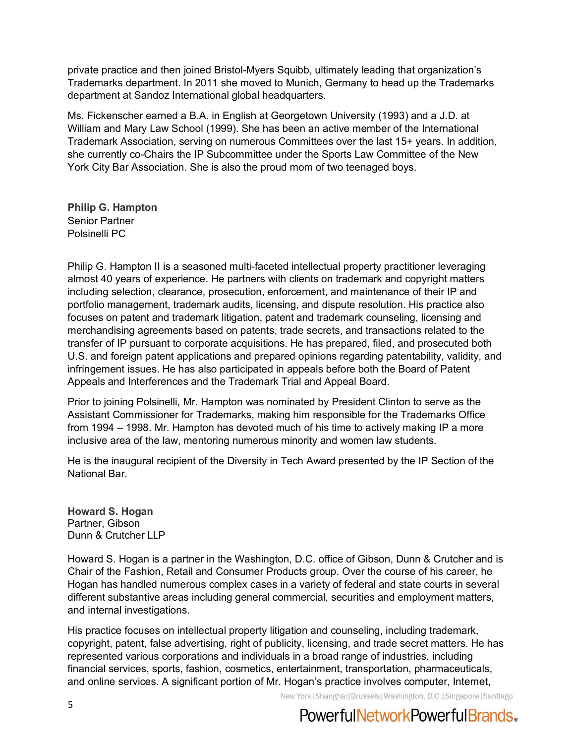private practice and then joined Bristol-Myers Squibb, ultimately leading that organization's Trademarks department. In 2011 she moved to Munich, Germany to head up the Trademarks department at Sandoz International global headquarters.

Ms. Fickenscher earned a B.A. in English at Georgetown University (1993) and a J.D. at William and Mary Law School (1999). She has been an active member of the International Trademark Association, serving on numerous Committees over the last 15+ years. In addition, she currently co-Chairs the IP Subcommittee under the Sports Law Committee of the New York City Bar Association. She is also the proud mom of two teenaged boys.

**Philip G. Hampton**
Senior Partner
Polsinelli PC

Philip G. Hampton II is a seasoned multi-faceted intellectual property practitioner leveraging almost 40 years of experience. He partners with clients on trademark and copyright matters including selection, clearance, prosecution, enforcement, and maintenance of their IP and portfolio management, trademark audits, licensing, and dispute resolution. His practice also focuses on patent and trademark litigation, patent and trademark counseling, licensing and merchandising agreements based on patents, trade secrets, and transactions related to the transfer of IP pursuant to corporate acquisitions. He has prepared, filed, and prosecuted both U.S. and foreign patent applications and prepared opinions regarding patentability, validity, and infringement issues. He has also participated in appeals before both the Board of Patent Appeals and Interferences and the Trademark Trial and Appeal Board.

Prior to joining Polsinelli, Mr. Hampton was nominated by President Clinton to serve as the Assistant Commissioner for Trademarks, making him responsible for the Trademarks Office from 1994 – 1998. Mr. Hampton has devoted much of his time to actively making IP a more inclusive area of the law, mentoring numerous minority and women law students.

He is the inaugural recipient of the Diversity in Tech Award presented by the IP Section of the National Bar.

**Howard S. Hogan**
Partner, Gibson
Dunn & Crutcher LLP

Howard S. Hogan is a partner in the Washington, D.C. office of Gibson, Dunn & Crutcher and is Chair of the Fashion, Retail and Consumer Products group. Over the course of his career, he Hogan has handled numerous complex cases in a variety of federal and state courts in several different substantive areas including general commercial, securities and employment matters, and internal investigations.

His practice focuses on intellectual property litigation and counseling, including trademark, copyright, patent, false advertising, right of publicity, licensing, and trade secret matters. He has represented various corporations and individuals in a broad range of industries, including financial services, sports, fashion, cosmetics, entertainment, transportation, pharmaceuticals, and online services. A significant portion of Mr. Hogan's practice involves computer, Internet,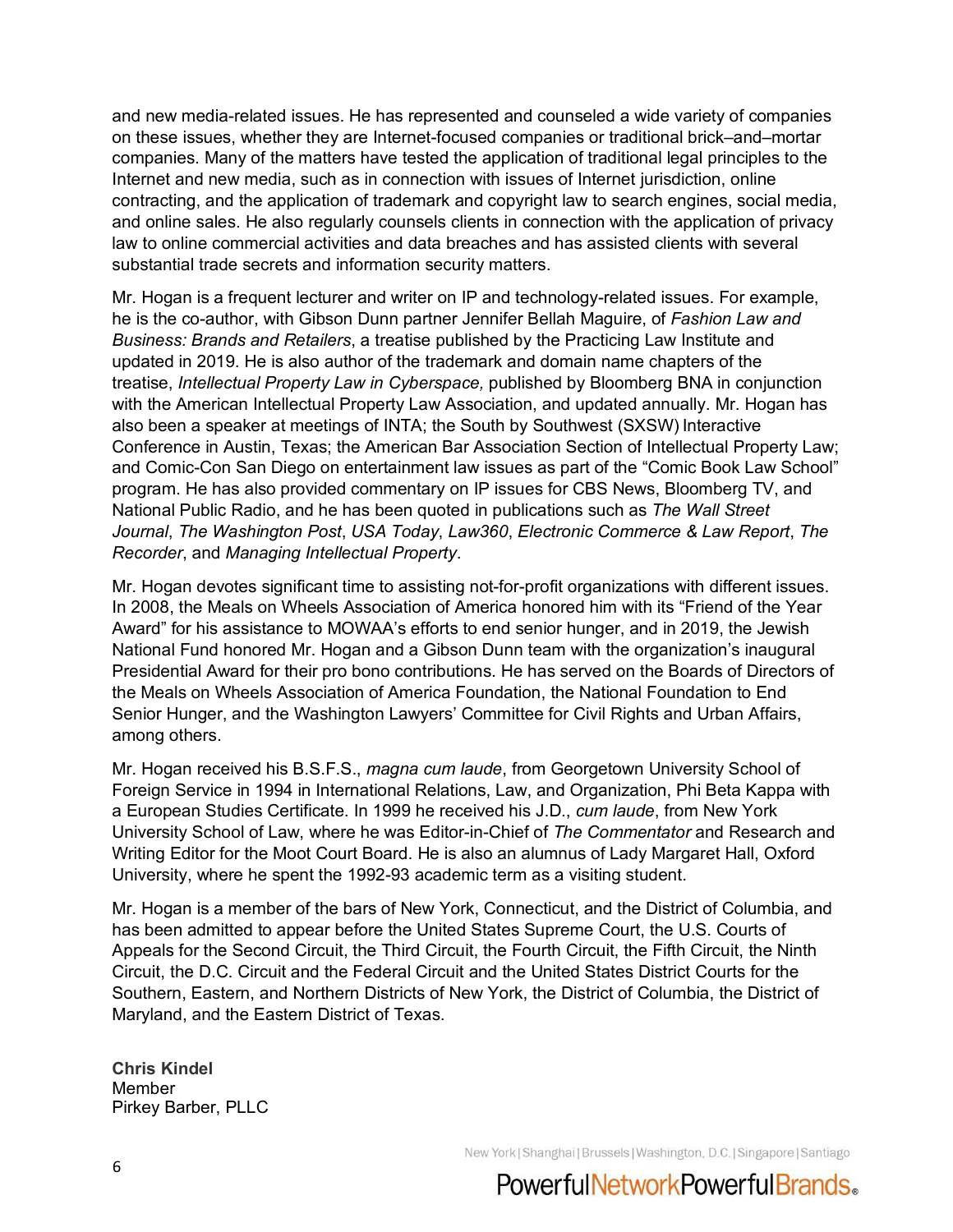and new media-related issues. He has represented and counseled a wide variety of companies on these issues, whether they are Internet-focused companies or traditional brick–and–mortar companies. Many of the matters have tested the application of traditional legal principles to the Internet and new media, such as in connection with issues of Internet jurisdiction, online contracting, and the application of trademark and copyright law to search engines, social media, and online sales. He also regularly counsels clients in connection with the application of privacy law to online commercial activities and data breaches and has assisted clients with several substantial trade secrets and information security matters.

Mr. Hogan is a frequent lecturer and writer on IP and technology-related issues. For example, he is the co-author, with Gibson Dunn partner Jennifer Bellah Maguire, of *Fashion Law and Business: Brands and Retailers*, a treatise published by the Practicing Law Institute and updated in 2019. He is also author of the trademark and domain name chapters of the treatise, *Intellectual Property Law in Cyberspace,* published by Bloomberg BNA in conjunction with the American Intellectual Property Law Association, and updated annually. Mr. Hogan has also been a speaker at meetings of INTA; the South by Southwest (SXSW) Interactive Conference in Austin, Texas; the American Bar Association Section of Intellectual Property Law; and Comic-Con San Diego on entertainment law issues as part of the "Comic Book Law School" program. He has also provided commentary on IP issues for CBS News, Bloomberg TV, and National Public Radio, and he has been quoted in publications such as *The Wall Street Journal*, *The Washington Post*, *USA Today*, *Law360*, *Electronic Commerce & Law Report*, *The Recorder*, and *Managing Intellectual Property*.

Mr. Hogan devotes significant time to assisting not-for-profit organizations with different issues. In 2008, the Meals on Wheels Association of America honored him with its "Friend of the Year Award" for his assistance to MOWAA's efforts to end senior hunger, and in 2019, the Jewish National Fund honored Mr. Hogan and a Gibson Dunn team with the organization's inaugural Presidential Award for their pro bono contributions. He has served on the Boards of Directors of the Meals on Wheels Association of America Foundation, the National Foundation to End Senior Hunger, and the Washington Lawyers' Committee for Civil Rights and Urban Affairs, among others.

Mr. Hogan received his B.S.F.S., *magna cum laude*, from Georgetown University School of Foreign Service in 1994 in International Relations, Law, and Organization, Phi Beta Kappa with a European Studies Certificate. In 1999 he received his J.D., *cum laude*, from New York University School of Law, where he was Editor-in-Chief of *The Commentator* and Research and Writing Editor for the Moot Court Board. He is also an alumnus of Lady Margaret Hall, Oxford University, where he spent the 1992-93 academic term as a visiting student.

Mr. Hogan is a member of the bars of New York, Connecticut, and the District of Columbia, and has been admitted to appear before the United States Supreme Court, the U.S. Courts of Appeals for the Second Circuit, the Third Circuit, the Fourth Circuit, the Fifth Circuit, the Ninth Circuit, the D.C. Circuit and the Federal Circuit and the United States District Courts for the Southern, Eastern, and Northern Districts of New York, the District of Columbia, the District of Maryland, and the Eastern District of Texas.

**Chris Kindel**
Member
Pirkey Barber, PLLC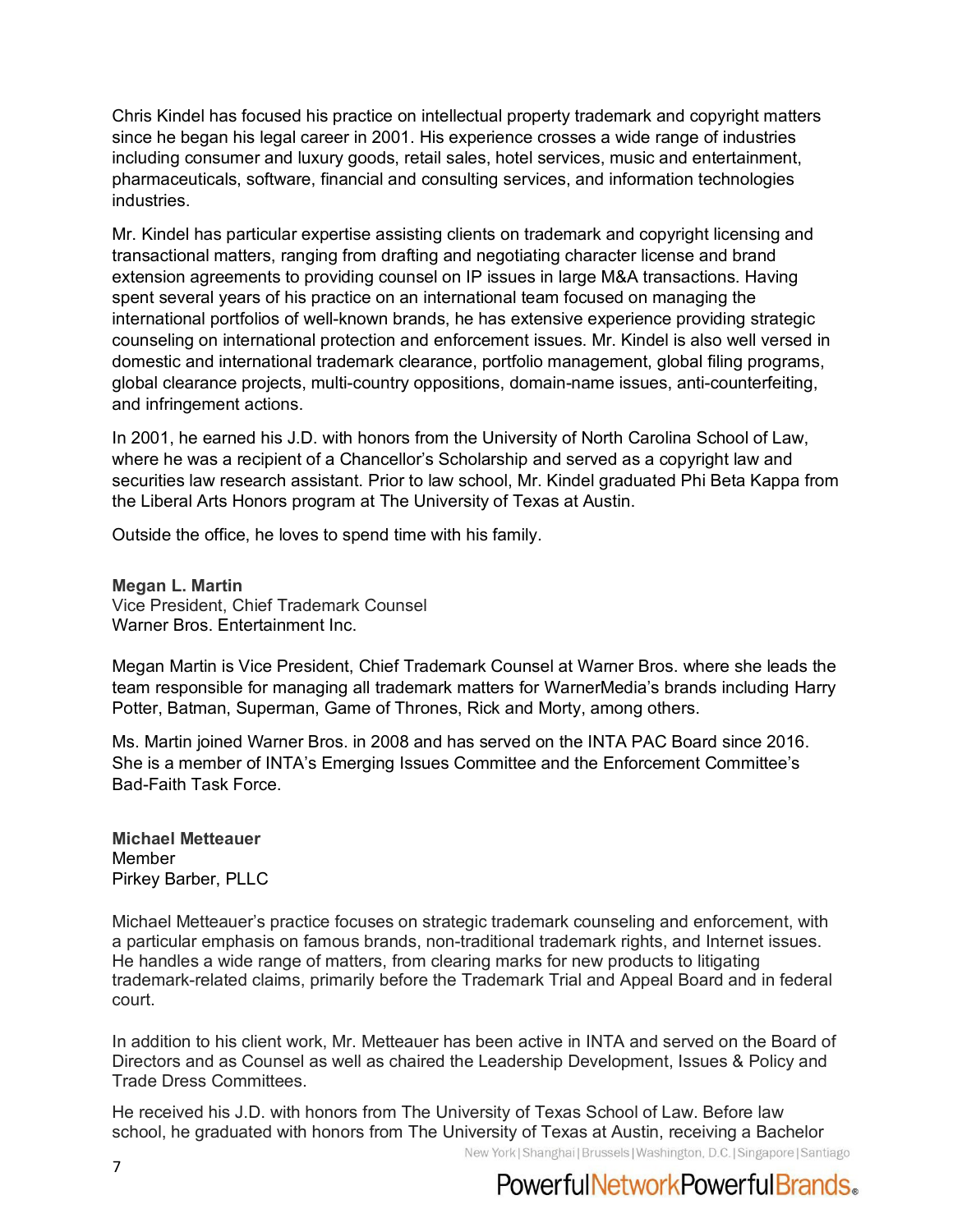Chris Kindel has focused his practice on intellectual property trademark and copyright matters since he began his legal career in 2001. His experience crosses a wide range of industries including consumer and luxury goods, retail sales, hotel services, music and entertainment, pharmaceuticals, software, financial and consulting services, and information technologies industries.

Mr. Kindel has particular expertise assisting clients on trademark and copyright licensing and transactional matters, ranging from drafting and negotiating character license and brand extension agreements to providing counsel on IP issues in large M&A transactions. Having spent several years of his practice on an international team focused on managing the international portfolios of well-known brands, he has extensive experience providing strategic counseling on international protection and enforcement issues. Mr. Kindel is also well versed in domestic and international trademark clearance, portfolio management, global filing programs, global clearance projects, multi-country oppositions, domain-name issues, anti-counterfeiting, and infringement actions.

In 2001, he earned his J.D. with honors from the University of North Carolina School of Law, where he was a recipient of a Chancellor's Scholarship and served as a copyright law and securities law research assistant. Prior to law school, Mr. Kindel graduated Phi Beta Kappa from the Liberal Arts Honors program at The University of Texas at Austin.

Outside the office, he loves to spend time with his family.

**Megan L. Martin**
Vice President, Chief Trademark Counsel
Warner Bros. Entertainment Inc.

Megan Martin is Vice President, Chief Trademark Counsel at Warner Bros. where she leads the team responsible for managing all trademark matters for WarnerMedia's brands including Harry Potter, Batman, Superman, Game of Thrones, Rick and Morty, among others.

Ms. Martin joined Warner Bros. in 2008 and has served on the INTA PAC Board since 2016. She is a member of INTA's Emerging Issues Committee and the Enforcement Committee's Bad-Faith Task Force.

**Michael Metteauer**
Member
Pirkey Barber, PLLC

Michael Metteauer's practice focuses on strategic trademark counseling and enforcement, with a particular emphasis on famous brands, non-traditional trademark rights, and Internet issues. He handles a wide range of matters, from clearing marks for new products to litigating trademark-related claims, primarily before the Trademark Trial and Appeal Board and in federal court.

In addition to his client work, Mr. Metteauer has been active in INTA and served on the Board of Directors and as Counsel as well as chaired the Leadership Development, Issues & Policy and Trade Dress Committees.

He received his J.D. with honors from The University of Texas School of Law. Before law school, he graduated with honors from The University of Texas at Austin, receiving a Bachelor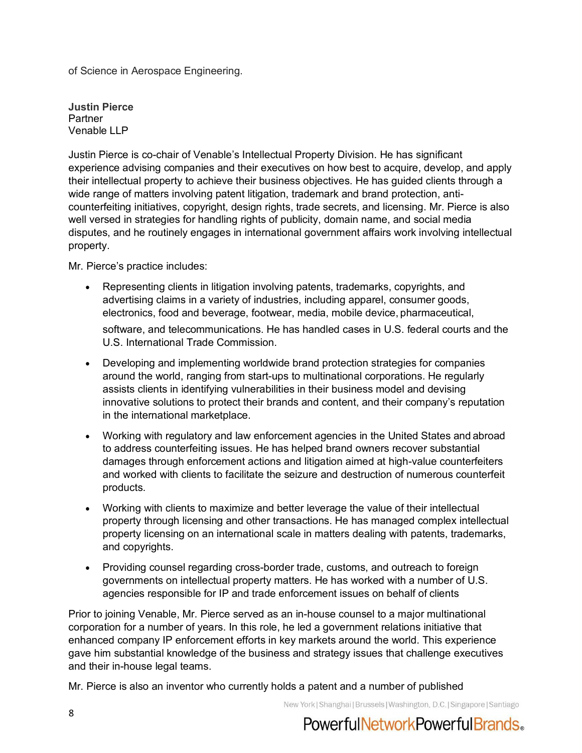of Science in Aerospace Engineering.

**Justin Pierce**
Partner
Venable LLP

Justin Pierce is co-chair of Venable's Intellectual Property Division. He has significant experience advising companies and their executives on how best to acquire, develop, and apply their intellectual property to achieve their business objectives. He has guided clients through a wide range of matters involving patent litigation, trademark and brand protection, anti-counterfeiting initiatives, copyright, design rights, trade secrets, and licensing. Mr. Pierce is also well versed in strategies for handling rights of publicity, domain name, and social media disputes, and he routinely engages in international government affairs work involving intellectual property.

Mr. Pierce's practice includes:

- Representing clients in litigation involving patents, trademarks, copyrights, and advertising claims in a variety of industries, including apparel, consumer goods, electronics, food and beverage, footwear, media, mobile device, pharmaceutical, software, and telecommunications. He has handled cases in U.S. federal courts and the U.S. International Trade Commission.
- Developing and implementing worldwide brand protection strategies for companies around the world, ranging from start-ups to multinational corporations. He regularly assists clients in identifying vulnerabilities in their business model and devising innovative solutions to protect their brands and content, and their company's reputation in the international marketplace.
- Working with regulatory and law enforcement agencies in the United States and abroad to address counterfeiting issues. He has helped brand owners recover substantial damages through enforcement actions and litigation aimed at high-value counterfeiters and worked with clients to facilitate the seizure and destruction of numerous counterfeit products.
- Working with clients to maximize and better leverage the value of their intellectual property through licensing and other transactions. He has managed complex intellectual property licensing on an international scale in matters dealing with patents, trademarks, and copyrights.
- Providing counsel regarding cross-border trade, customs, and outreach to foreign governments on intellectual property matters. He has worked with a number of U.S. agencies responsible for IP and trade enforcement issues on behalf of clients

Prior to joining Venable, Mr. Pierce served as an in-house counsel to a major multinational corporation for a number of years. In this role, he led a government relations initiative that enhanced company IP enforcement efforts in key markets around the world. This experience gave him substantial knowledge of the business and strategy issues that challenge executives and their in-house legal teams.

Mr. Pierce is also an inventor who currently holds a patent and a number of published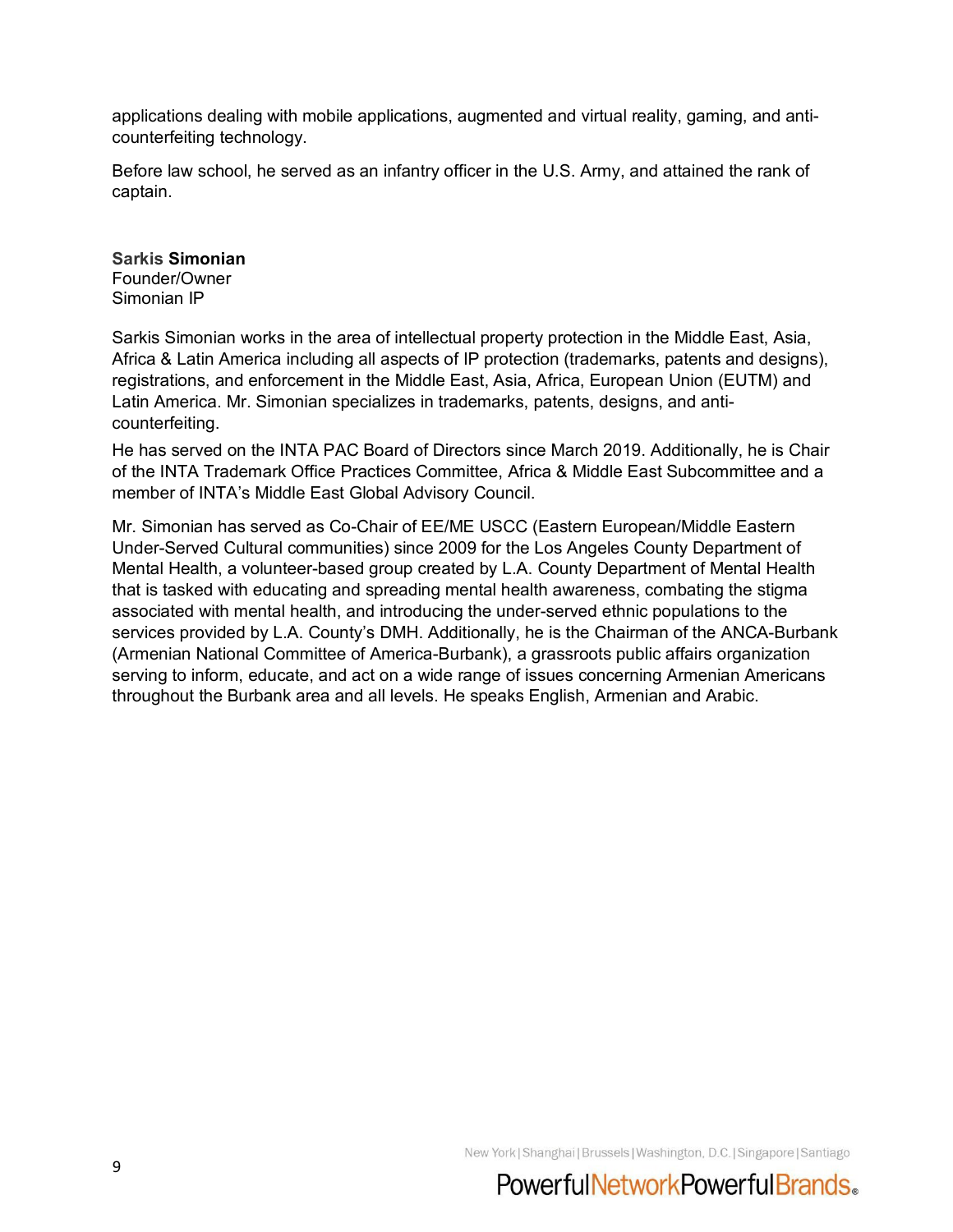applications dealing with mobile applications, augmented and virtual reality, gaming, and anti-counterfeiting technology.

Before law school, he served as an infantry officer in the U.S. Army, and attained the rank of captain.

**Sarkis Simonian**
Founder/Owner
Simonian IP

Sarkis Simonian works in the area of intellectual property protection in the Middle East, Asia, Africa & Latin America including all aspects of IP protection (trademarks, patents and designs), registrations, and enforcement in the Middle East, Asia, Africa, European Union (EUTM) and Latin America. Mr. Simonian specializes in trademarks, patents, designs, and anti-counterfeiting.

He has served on the INTA PAC Board of Directors since March 2019. Additionally, he is Chair of the INTA Trademark Office Practices Committee, Africa & Middle East Subcommittee and a member of INTA's Middle East Global Advisory Council.

Mr. Simonian has served as Co-Chair of EE/ME USCC (Eastern European/Middle Eastern Under-Served Cultural communities) since 2009 for the Los Angeles County Department of Mental Health, a volunteer-based group created by L.A. County Department of Mental Health that is tasked with educating and spreading mental health awareness, combating the stigma associated with mental health, and introducing the under-served ethnic populations to the services provided by L.A. County's DMH. Additionally, he is the Chairman of the ANCA-Burbank (Armenian National Committee of America-Burbank), a grassroots public affairs organization serving to inform, educate, and act on a wide range of issues concerning Armenian Americans throughout the Burbank area and all levels. He speaks English, Armenian and Arabic.